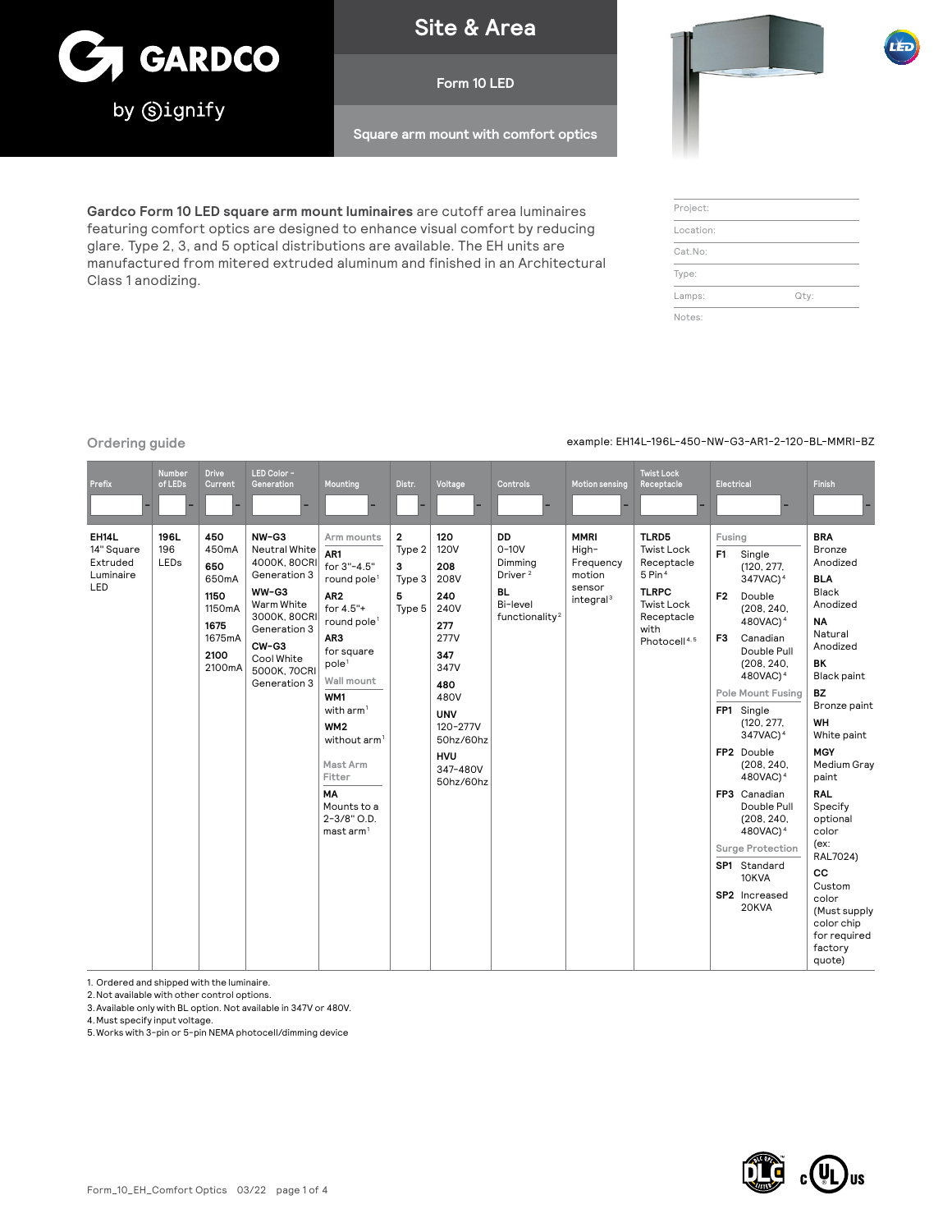# GARDCO by Signify

## Site & Area

### Form 10 LED

### Square arm mount with comfort optics

**Gardco Form 10 LED square arm mount luminaires** are cutoff area luminaires featuring comfort optics are designed to enhance visual comfort by reducing glare. Type 2, 3, and 5 optical distributions are available. The EH units are manufactured from mitered extruded aluminum and finished in an Architectural Class 1 anodizing.

| | |
|---|---|
| Project: | |
| Location: | |
| Cat.No: | |
| Type: | |
| Lamps: | Qty: |
| Notes: | |

## Ordering guide

example: EH14L-196L-450-NW-G3-AR1-2-120-BL-MMRI-BZ

| Prefix | Number of LEDs | Drive Current | LED Color - Generation | Mounting | Distr. | Voltage | Controls | Motion sensing | Twist Lock Receptacle | Electrical | Finish |
|---|---|---|---|---|---|---|---|---|---|---|---|
| **EH14L** 14" Square Extruded Luminaire LED | **196L** 196 LEDs | **450** 450mA<br>**650** 650mA<br>**1150** 1150mA<br>**1675** 1675mA<br>**2100** 2100mA | **NW-G3** Neutral White 4000K, 80CRI Generation 3<br>**WW-G3** Warm White 3000K, 80CRI Generation 3<br>**CW-G3** Cool White 5000K, 70CRI Generation 3 | *Arm mounts*<br>**AR1** for 3"-4.5" round pole[1]<br>**AR2** for 4.5"+ round pole[1]<br>**AR3** for square pole[1]<br>*Wall mount*<br>**WM1** with arm[1]<br>**WM2** without arm[1]<br>*Mast Arm Fitter*<br>**MA** Mounts to a 2-3/8" O.D. mast arm[1] | **2** Type 2<br>**3** Type 3<br>**5** Type 5 | **120** 120V<br>**208** 208V<br>**240** 240V<br>**277** 277V<br>**347** 347V<br>**480** 480V<br>**UNV** 120-277V 50hz/60hz<br>**HVU** 347-480V 50hz/60hz | **DD** 0-10V Dimming Driver[2]<br>**BL** Bi-level functionality[2] | **MMRI** High-Frequency motion sensor integral[3] | **TLRD5** Twist Lock Receptacle 5 Pin[4]<br>**TLRPC** Twist Lock Receptacle with Photocell[4,5] | *Fusing*<br>**F1** Single (120, 277, 347VAC)[4]<br>**F2** Double (208, 240, 480VAC)[4]<br>**F3** Canadian Double Pull (208, 240, 480VAC)[4]<br>*Pole Mount Fusing*<br>**FP1** Single (120, 277, 347VAC)[4]<br>**FP2** Double (208, 240, 480VAC)[4]<br>**FP3** Canadian Double Pull (208, 240, 480VAC)[4]<br>*Surge Protection*<br>**SP1** Standard 10KVA<br>**SP2** Increased 20KVA | **BRA** Bronze Anodized<br>**BLA** Black Anodized<br>**NA** Natural Anodized<br>**BK** Black paint<br>**BZ** Bronze paint<br>**WH** White paint<br>**MGY** Medium Gray paint<br>**RAL** Specify optional color (ex: RAL7024)<br>**CC** Custom color (Must supply color chip for required factory quote) |

1. Ordered and shipped with the luminaire.
2. Not available with other control options.
3. Available only with BL option. Not available in 347V or 480V.
4. Must specify input voltage.
5. Works with 3-pin or 5-pin NEMA photocell/dimming device

Form_10_EH_Comfort Optics 03/22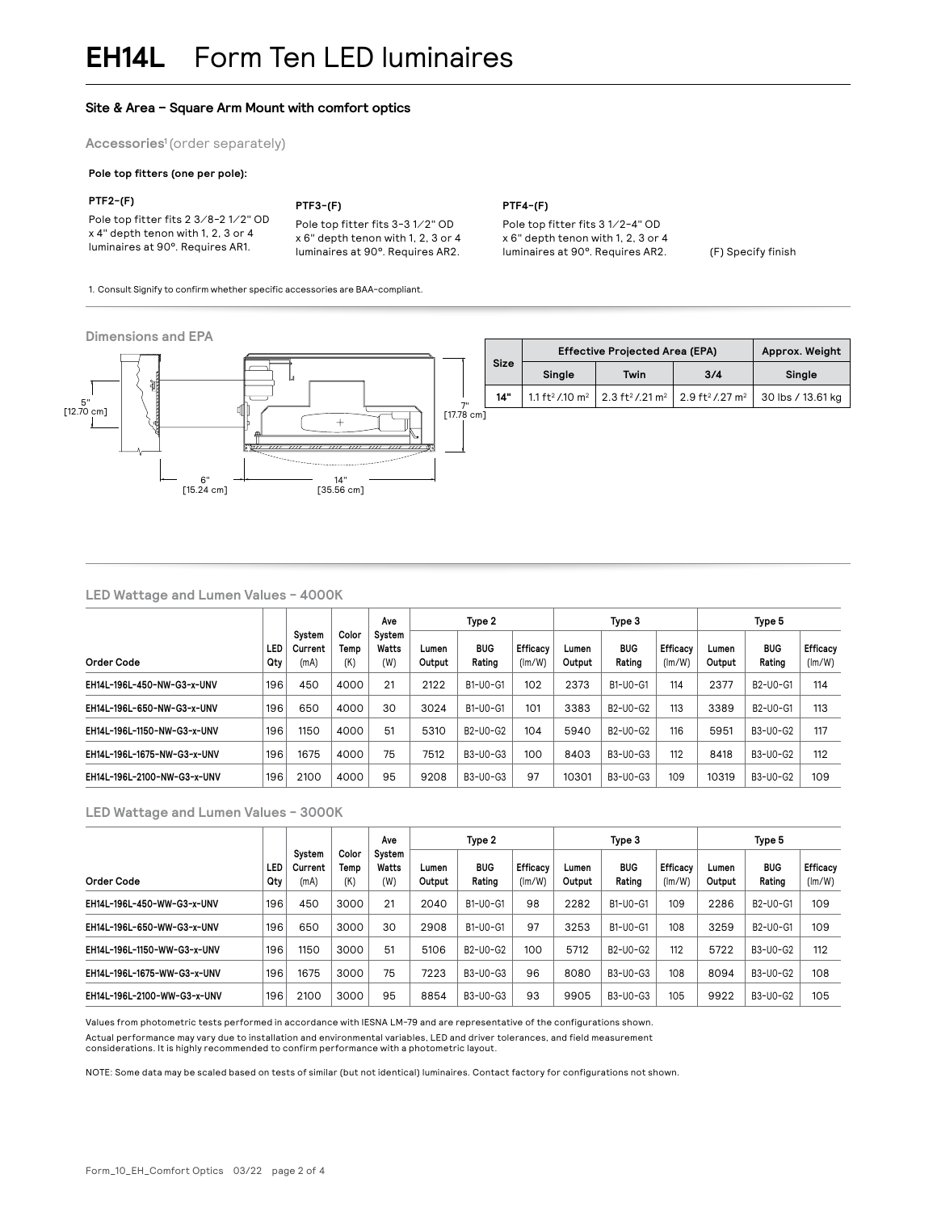# EH14L Form Ten LED luminaires

### Site & Area – Square Arm Mount with comfort optics

**Accessories**[1] (order separately)

**Pole top fitters (one per pole):**

**PTF2-(F)**
Pole top fitter fits 2 3/8-2 1/2" OD x 4" depth tenon with 1, 2, 3 or 4 luminaires at 90°. Requires AR1.

**PTF3-(F)**
Pole top fitter fits 3-3 1/2" OD x 6" depth tenon with 1, 2, 3 or 4 luminaires at 90°. Requires AR2.

**PTF4-(F)**
Pole top fitter fits 3 1/2-4" OD x 6" depth tenon with 1, 2, 3 or 4 luminaires at 90°. Requires AR2.

(F) Specify finish

1. Consult Signify to confirm whether specific accessories are BAA-compliant.

**Dimensions and EPA**

5" [12.70 cm]
7" [17.78 cm]
6" [15.24 cm]
14" [35.56 cm]

| Size | Effective Projected Area (EPA) | | | Approx. Weight |
|---|---|---|---|---|
| | Single | Twin | 3/4 | Single |
| 14" | 1.1 ft² / .10 m² | 2.3 ft² / .21 m² | 2.9 ft² / .27 m² | 30 lbs / 13.61 kg |

**LED Wattage and Lumen Values - 4000K**

| Order Code | LED Qty | System Current (mA) | Color Temp (K) | Ave System Watts (W) | Type 2 | | | Type 3 | | | Type 5 | | |
|---|---|---|---|---|---|---|---|---|---|---|---|---|---|
| | | | | | Lumen Output | BUG Rating | Efficacy (lm/W) | Lumen Output | BUG Rating | Efficacy (lm/W) | Lumen Output | BUG Rating | Efficacy (lm/W) |
| EH14L-196L-450-NW-G3-x-UNV | 196 | 450 | 4000 | 21 | 2122 | B1-U0-G1 | 102 | 2373 | B1-U0-G1 | 114 | 2377 | B2-U0-G1 | 114 |
| EH14L-196L-650-NW-G3-x-UNV | 196 | 650 | 4000 | 30 | 3024 | B1-U0-G1 | 101 | 3383 | B2-U0-G2 | 113 | 3389 | B2-U0-G1 | 113 |
| EH14L-196L-1150-NW-G3-x-UNV | 196 | 1150 | 4000 | 51 | 5310 | B2-U0-G2 | 104 | 5940 | B2-U0-G2 | 116 | 5951 | B3-U0-G2 | 117 |
| EH14L-196L-1675-NW-G3-x-UNV | 196 | 1675 | 4000 | 75 | 7512 | B3-U0-G3 | 100 | 8403 | B3-U0-G3 | 112 | 8418 | B3-U0-G2 | 112 |
| EH14L-196L-2100-NW-G3-x-UNV | 196 | 2100 | 4000 | 95 | 9208 | B3-U0-G3 | 97 | 10301 | B3-U0-G3 | 109 | 10319 | B3-U0-G2 | 109 |

**LED Wattage and Lumen Values - 3000K**

| Order Code | LED Qty | System Current (mA) | Color Temp (K) | Ave System Watts (W) | Type 2 | | | Type 3 | | | Type 5 | | |
|---|---|---|---|---|---|---|---|---|---|---|---|---|---|
| | | | | | Lumen Output | BUG Rating | Efficacy (lm/W) | Lumen Output | BUG Rating | Efficacy (lm/W) | Lumen Output | BUG Rating | Efficacy (lm/W) |
| EH14L-196L-450-WW-G3-x-UNV | 196 | 450 | 3000 | 21 | 2040 | B1-U0-G1 | 98 | 2282 | B1-U0-G1 | 109 | 2286 | B2-U0-G1 | 109 |
| EH14L-196L-650-WW-G3-x-UNV | 196 | 650 | 3000 | 30 | 2908 | B1-U0-G1 | 97 | 3253 | B1-U0-G1 | 108 | 3259 | B2-U0-G1 | 109 |
| EH14L-196L-1150-WW-G3-x-UNV | 196 | 1150 | 3000 | 51 | 5106 | B2-U0-G2 | 100 | 5712 | B2-U0-G2 | 112 | 5722 | B3-U0-G2 | 112 |
| EH14L-196L-1675-WW-G3-x-UNV | 196 | 1675 | 3000 | 75 | 7223 | B3-U0-G3 | 96 | 8080 | B3-U0-G3 | 108 | 8094 | B3-U0-G2 | 108 |
| EH14L-196L-2100-WW-G3-x-UNV | 196 | 2100 | 3000 | 95 | 8854 | B3-U0-G3 | 93 | 9905 | B3-U0-G3 | 105 | 9922 | B3-U0-G2 | 105 |

Values from photometric tests performed in accordance with IESNA LM-79 and are representative of the configurations shown.

Actual performance may vary due to installation and environmental variables, LED and driver tolerances, and field measurement considerations. It is highly recommended to confirm performance with a photometric layout.

NOTE: Some data may be scaled based on tests of similar (but not identical) luminaires. Contact factory for configurations not shown.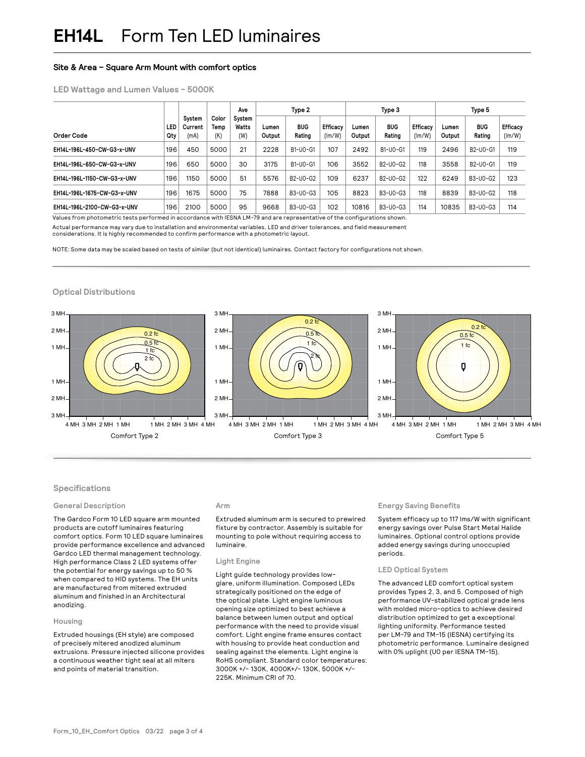# EH14L Form Ten LED luminaires

### Site & Area – Square Arm Mount with comfort optics

#### LED Wattage and Lumen Values - 5000K

| Order Code | LED Qty | System Current (mA) | Color Temp (K) | Ave System Watts (W) | Type 2 | | | Type 3 | | | Type 5 | | |
|---|---|---|---|---|---|---|---|---|---|---|---|---|---|
| | | | | | Lumen Output | BUG Rating | Efficacy (lm/W) | Lumen Output | BUG Rating | Efficacy (lm/W) | Lumen Output | BUG Rating | Efficacy (lm/W) |
| EH14L-196L-450-CW-G3-x-UNV | 196 | 450 | 5000 | 21 | 2228 | B1-U0-G1 | 107 | 2492 | B1-U0-G1 | 119 | 2496 | B2-U0-G1 | 119 |
| EH14L-196L-650-CW-G3-x-UNV | 196 | 650 | 5000 | 30 | 3175 | B1-U0-G1 | 106 | 3552 | B2-U0-G2 | 118 | 3558 | B2-U0-G1 | 119 |
| EH14L-196L-1150-CW-G3-x-UNV | 196 | 1150 | 5000 | 51 | 5576 | B2-U0-G2 | 109 | 6237 | B2-U0-G2 | 122 | 6249 | B3-U0-G2 | 123 |
| EH14L-196L-1675-CW-G3-x-UNV | 196 | 1675 | 5000 | 75 | 7888 | B3-U0-G3 | 105 | 8823 | B3-U0-G3 | 118 | 8839 | B3-U0-G2 | 118 |
| EH14L-196L-2100-CW-G3-x-UNV | 196 | 2100 | 5000 | 95 | 9668 | B3-U0-G3 | 102 | 10816 | B3-U0-G3 | 114 | 10835 | B3-U0-G3 | 114 |

Values from photometric tests performed in accordance with IESNA LM-79 and are representative of the configurations shown.

Actual performance may vary due to installation and environmental variables, LED and driver tolerances, and field measurement considerations. It is highly recommended to confirm performance with a photometric layout.

NOTE: Some data may be scaled based on tests of similar (but not identical) luminaires. Contact factory for configurations not shown.

#### Optical Distributions

Comfort Type 2

Comfort Type 3

Comfort Type 5

#### Specifications

##### General Description

The Gardco Form 10 LED square arm mounted products are cutoff luminaires featuring comfort optics. Form 10 LED square luminaires provide performance excellence and advanced Gardco LED thermal management technology. High performance Class 2 LED systems offer the potential for energy savings up to 50 % when compared to HID systems. The EH units are manufactured from mitered extruded aluminum and finished in an Architectural anodizing.

##### Housing

Extruded housings (EH style) are composed of precisely mitered anodized aluminum extrusions. Pressure injected silicone provides a continuous weather tight seal at all miters and points of material transition.

##### Arm

Extruded aluminum arm is secured to prewired fixture by contractor. Assembly is suitable for mounting to pole without requiring access to luminaire.

##### Light Engine

Light guide technology provides low-glare, uniform illumination. Composed LEDs strategically positioned on the edge of the optical plate. Light engine luminous opening size optimized to best achieve a balance between lumen output and optical performance with the need to provide visual comfort. Light engine frame ensures contact with housing to provide heat conduction and sealing against the elements. Light engine is RoHS compliant. Standard color temperatures: 3000K +/- 130K, 4000K+/- 130K, 5000K +/- 225K. Minimum CRI of 70.

##### Energy Saving Benefits

System efficacy up to 117 lms/W with significant energy savings over Pulse Start Metal Halide luminaires. Optional control options provide added energy savings during unoccupied periods.

##### LED Optical System

The advanced LED comfort optical system provides Types 2, 3, and 5. Composed of high performance UV-stabilized optical grade lens with molded micro-optics to achieve desired distribution optimized to get a exceptional lighting uniformity. Performance tested per LM-79 and TM-15 (IESNA) certifying its photometric performance. Luminaire designed with 0% uplight (U0 per IESNA TM-15).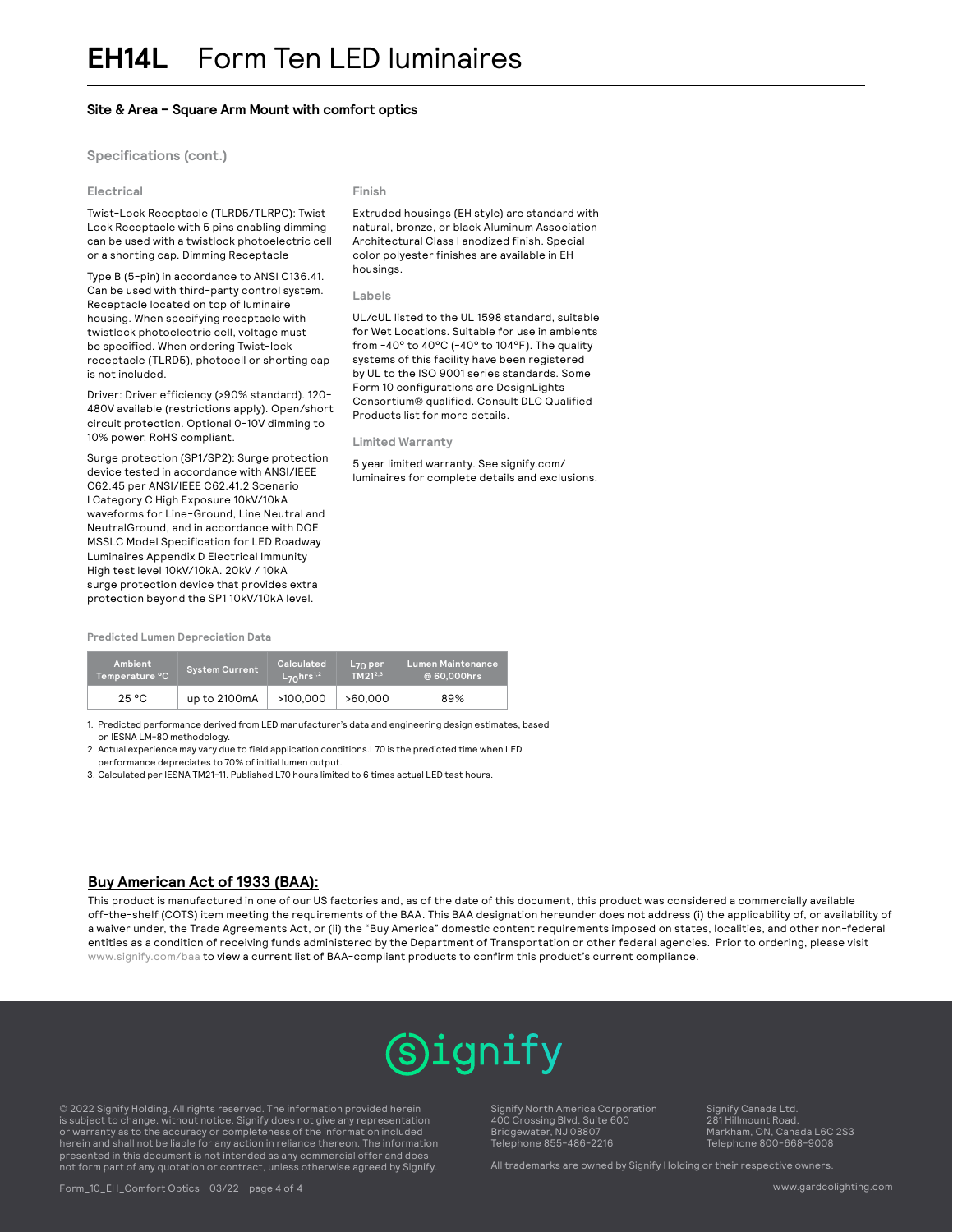# EH14L Form Ten LED luminaires

### Site & Area – Square Arm Mount with comfort optics

## Specifications (cont.)

### Electrical

Twist-Lock Receptacle (TLRD5/TLRPC): Twist Lock Receptacle with 5 pins enabling dimming can be used with a twistlock photoelectric cell or a shorting cap. Dimming Receptacle

Type B (5-pin) in accordance to ANSI C136.41. Can be used with third-party control system. Receptacle located on top of luminaire housing. When specifying receptacle with twistlock photoelectric cell, voltage must be specified. When ordering Twist-lock receptacle (TLRD5), photocell or shorting cap is not included.

Driver: Driver efficiency (>90% standard). 120-480V available (restrictions apply). Open/short circuit protection. Optional 0-10V dimming to 10% power. RoHS compliant.

Surge protection (SP1/SP2): Surge protection device tested in accordance with ANSI/IEEE C62.45 per ANSI/IEEE C62.41.2 Scenario I Category C High Exposure 10kV/10kA waveforms for Line-Ground, Line Neutral and NeutralGround, and in accordance with DOE MSSLC Model Specification for LED Roadway Luminaires Appendix D Electrical Immunity High test level 10kV/10kA. 20kV / 10kA surge protection device that provides extra protection beyond the SP1 10kV/10kA level.

### Finish

Extruded housings (EH style) are standard with natural, bronze, or black Aluminum Association Architectural Class I anodized finish. Special color polyester finishes are available in EH housings.

### Labels

UL/cUL listed to the UL 1598 standard, suitable for Wet Locations. Suitable for use in ambients from -40° to 40°C (-40° to 104°F). The quality systems of this facility have been registered by UL to the ISO 9001 series standards. Some Form 10 configurations are DesignLights Consortium® qualified. Consult DLC Qualified Products list for more details.

### Limited Warranty

5 year limited warranty. See signify.com/luminaires for complete details and exclusions.

### Predicted Lumen Depreciation Data

| Ambient Temperature °C | System Current | Calculated $L_{70}$hrs[1,2] | $L_{70}$ per TM21[2,3] | Lumen Maintenance @ 60,000hrs |
|---|---|---|---|---|
| 25 °C | up to 2100mA | >100,000 | >60,000 | 89% |

1. Predicted performance derived from LED manufacturer's data and engineering design estimates, based on IESNA LM-80 methodology.
2. Actual experience may vary due to field application conditions.L70 is the predicted time when LED performance depreciates to 70% of initial lumen output.
3. Calculated per IESNA TM21-11. Published L70 hours limited to 6 times actual LED test hours.

## Buy American Act of 1933 (BAA):

This product is manufactured in one of our US factories and, as of the date of this document, this product was considered a commercially available off-the-shelf (COTS) item meeting the requirements of the BAA. This BAA designation hereunder does not address (i) the applicability of, or availability of a waiver under, the Trade Agreements Act, or (ii) the "Buy America" domestic content requirements imposed on states, localities, and other non-federal entities as a condition of receiving funds administered by the Department of Transportation or other federal agencies. Prior to ordering, please visit www.signify.com/baa to view a current list of BAA-compliant products to confirm this product's current compliance.

signify

© 2022 Signify Holding. All rights reserved. The information provided herein is subject to change, without notice. Signify does not give any representation or warranty as to the accuracy or completeness of the information included herein and shall not be liable for any action in reliance thereon. The information presented in this document is not intended as any commercial offer and does not form part of any quotation or contract, unless otherwise agreed by Signify.

Signify North America Corporation
400 Crossing Blvd, Suite 600
Bridgewater, NJ 08807
Telephone 855-486-2216

Signify Canada Ltd.
281 Hillmount Road,
Markham, ON, Canada L6C 2S3
Telephone 800-668-9008

All trademarks are owned by Signify Holding or their respective owners.

Form_10_EH_Comfort Optics 03/22

www.gardcolighting.com